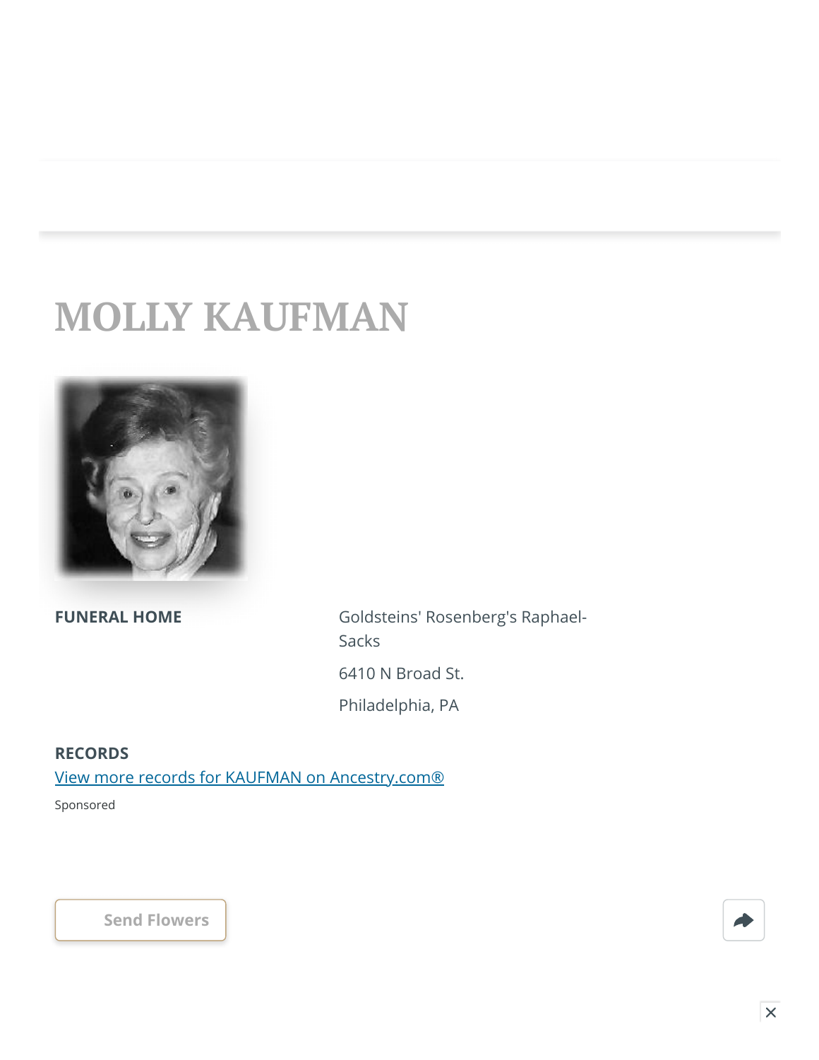# MOLLY KAUFMAN

**FUNERAL HOME**

Goldsteins' Rosenberg's Raphael-Sacks

6410 N Broad St.

Philadelphia, PA

**RECORDS**

View more records for KAUFMAN on Ancestry.com®

Sponsored

Send Flowers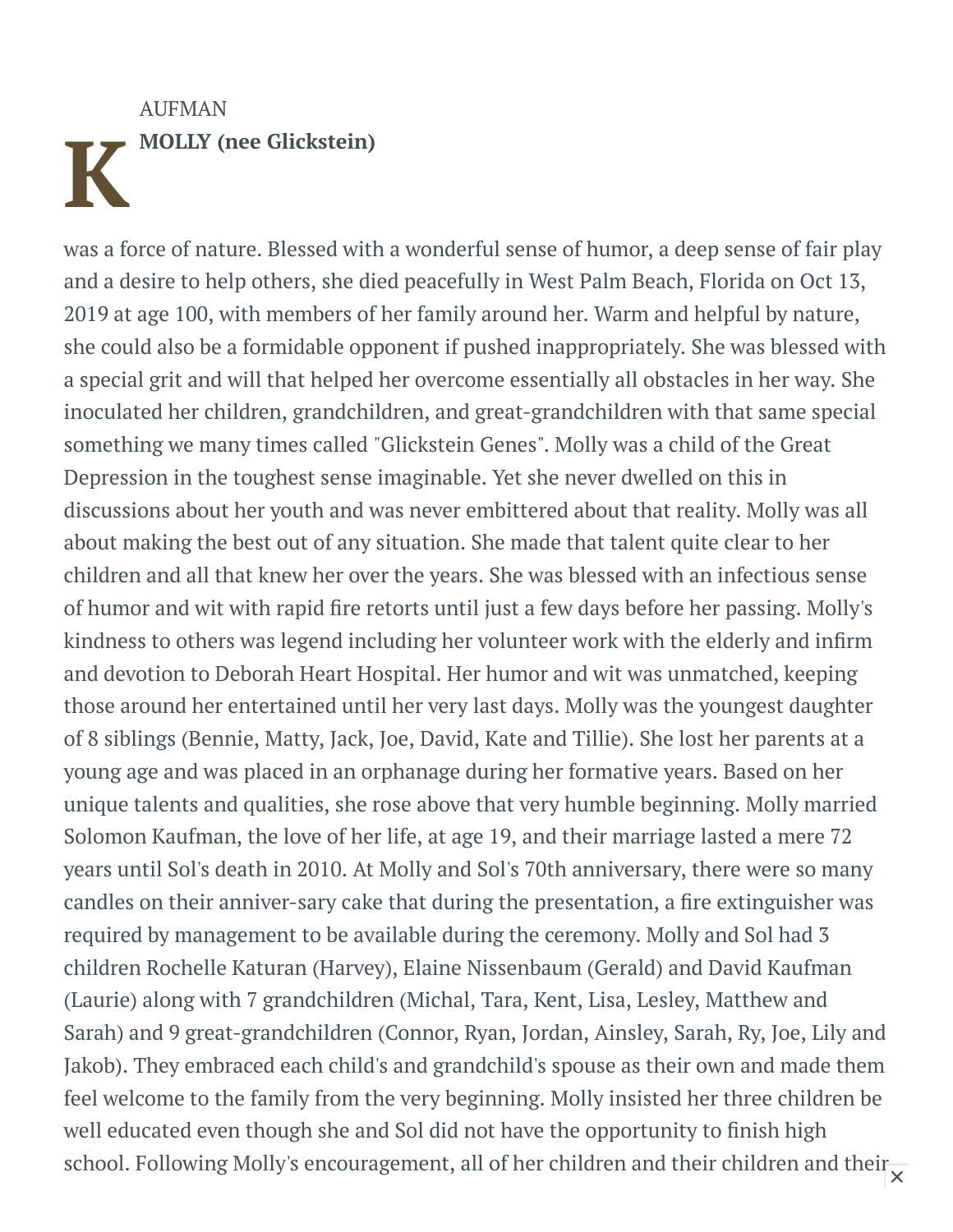# KAUFMAN

**MOLLY (nee Glickstein)**

was a force of nature. Blessed with a wonderful sense of humor, a deep sense of fair play and a desire to help others, she died peacefully in West Palm Beach, Florida on Oct 13, 2019 at age 100, with members of her family around her. Warm and helpful by nature, she could also be a formidable opponent if pushed inappropriately. She was blessed with a special grit and will that helped her overcome essentially all obstacles in her way. She inoculated her children, grandchildren, and great-grandchildren with that same special something we many times called "Glickstein Genes". Molly was a child of the Great Depression in the toughest sense imaginable. Yet she never dwelled on this in discussions about her youth and was never embittered about that reality. Molly was all about making the best out of any situation. She made that talent quite clear to her children and all that knew her over the years. She was blessed with an infectious sense of humor and wit with rapid fire retorts until just a few days before her passing. Molly's kindness to others was legend including her volunteer work with the elderly and infirm and devotion to Deborah Heart Hospital. Her humor and wit was unmatched, keeping those around her entertained until her very last days. Molly was the youngest daughter of 8 siblings (Bennie, Matty, Jack, Joe, David, Kate and Tillie). She lost her parents at a young age and was placed in an orphanage during her formative years. Based on her unique talents and qualities, she rose above that very humble beginning. Molly married Solomon Kaufman, the love of her life, at age 19, and their marriage lasted a mere 72 years until Sol's death in 2010. At Molly and Sol's 70th anniversary, there were so many candles on their anniver-sary cake that during the presentation, a fire extinguisher was required by management to be available during the ceremony. Molly and Sol had 3 children Rochelle Katuran (Harvey), Elaine Nissenbaum (Gerald) and David Kaufman (Laurie) along with 7 grandchildren (Michal, Tara, Kent, Lisa, Lesley, Matthew and Sarah) and 9 great-grandchildren (Connor, Ryan, Jordan, Ainsley, Sarah, Ry, Joe, Lily and Jakob). They embraced each child's and grandchild's spouse as their own and made them feel welcome to the family from the very beginning. Molly insisted her three children be well educated even though she and Sol did not have the opportunity to finish high school. Following Molly's encouragement, all of her children and their children and their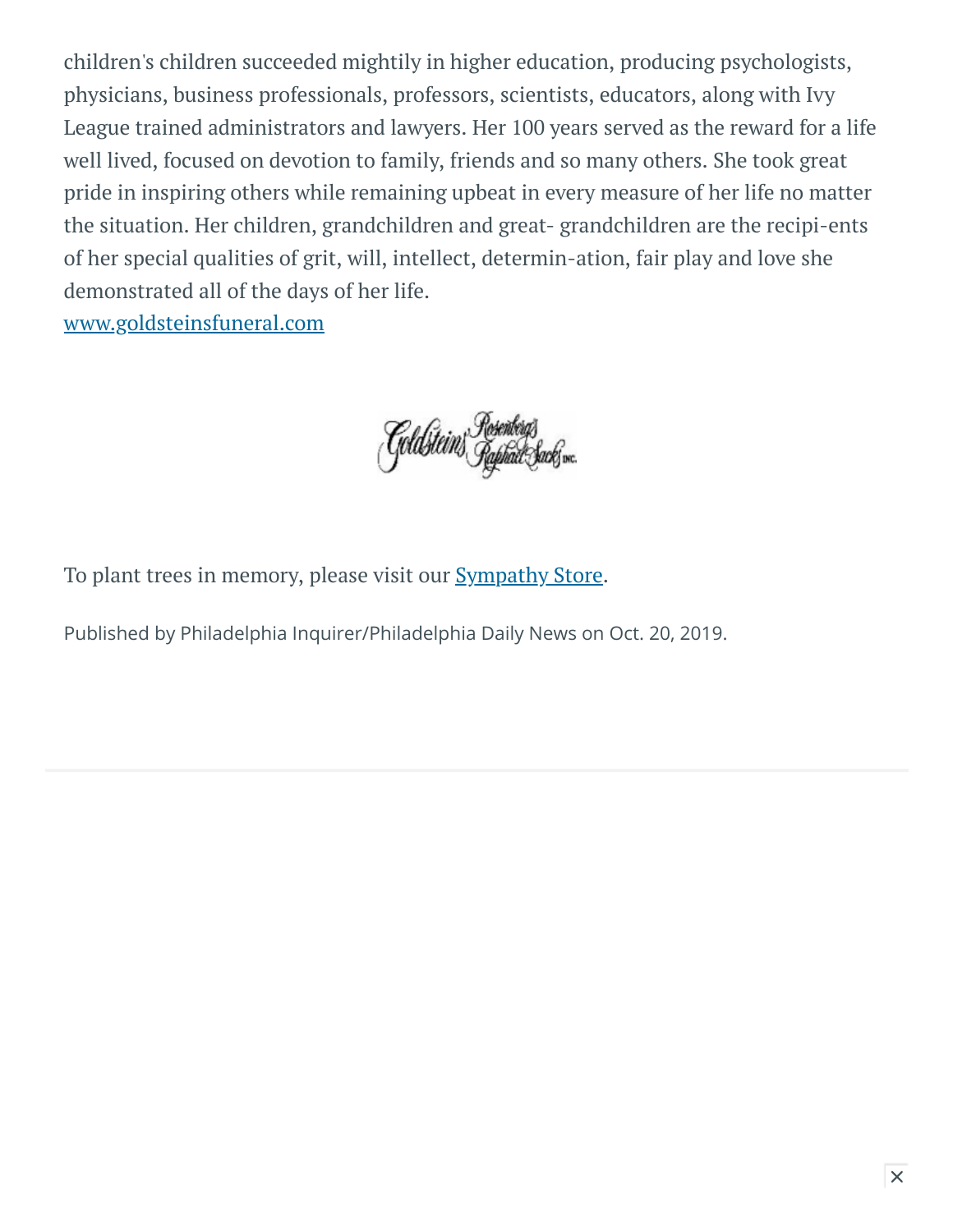children's children succeeded mightily in higher education, producing psychologists, physicians, business professionals, professors, scientists, educators, along with Ivy League trained administrators and lawyers. Her 100 years served as the reward for a life well lived, focused on devotion to family, friends and so many others. She took great pride in inspiring others while remaining upbeat in every measure of her life no matter the situation. Her children, grandchildren and great- grandchildren are the recipi-ents of her special qualities of grit, will, intellect, determin-ation, fair play and love she demonstrated all of the days of her life.
www.goldsteinsfuneral.com

To plant trees in memory, please visit our Sympathy Store.

Published by Philadelphia Inquirer/Philadelphia Daily News on Oct. 20, 2019.